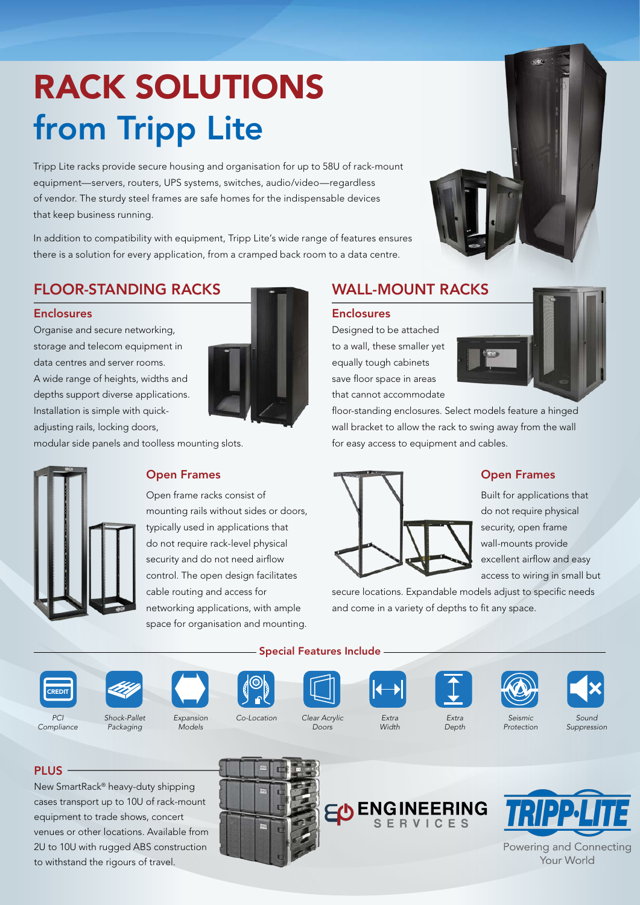# RACK SOLUTIONS from Tripp Lite

Tripp Lite racks provide secure housing and organisation for up to 58U of rack-mount equipment—servers, routers, UPS systems, switches, audio/video—regardless of vendor. The sturdy steel frames are safe homes for the indispensable devices that keep business running.

In addition to compatibility with equipment, Tripp Lite's wide range of features ensures there is a solution for every application, from a cramped back room to a data centre.

## FLOOR-STANDING RACKS

### Enclosures

Organise and secure networking, storage and telecom equipment in data centres and server rooms. A wide range of heights, widths and depths support diverse applications. Installation is simple with quick-adjusting rails, locking doors, modular side panels and toolless mounting slots.

### Open Frames

Open frame racks consist of mounting rails without sides or doors, typically used in applications that do not require rack-level physical security and do not need airflow control. The open design facilitates cable routing and access for networking applications, with ample space for organisation and mounting.

## WALL-MOUNT RACKS

### Enclosures

Designed to be attached to a wall, these smaller yet equally tough cabinets save floor space in areas that cannot accommodate floor-standing enclosures. Select models feature a hinged wall bracket to allow the rack to swing away from the wall for easy access to equipment and cables.

### Open Frames

Built for applications that do not require physical security, open frame wall-mounts provide excellent airflow and easy access to wiring in small but secure locations. Expandable models adjust to specific needs and come in a variety of depths to fit any space.

## Special Features Include

- *PCI Compliance*
- *Shock-Pallet Packaging*
- *Expansion Models*
- *Co-Location*
- *Clear Acrylic Doors*
- *Extra Width*
- *Extra Depth*
- *Seismic Protection*
- *Sound Suppression*

## PLUS

New SmartRack® heavy-duty shipping cases transport up to 10U of rack-mount equipment to trade shows, concert venues or other locations. Available from 2U to 10U with rugged ABS construction to withstand the rigours of travel.

ENGINEERING SERVICES

TRIPP·LITE

Powering and Connecting Your World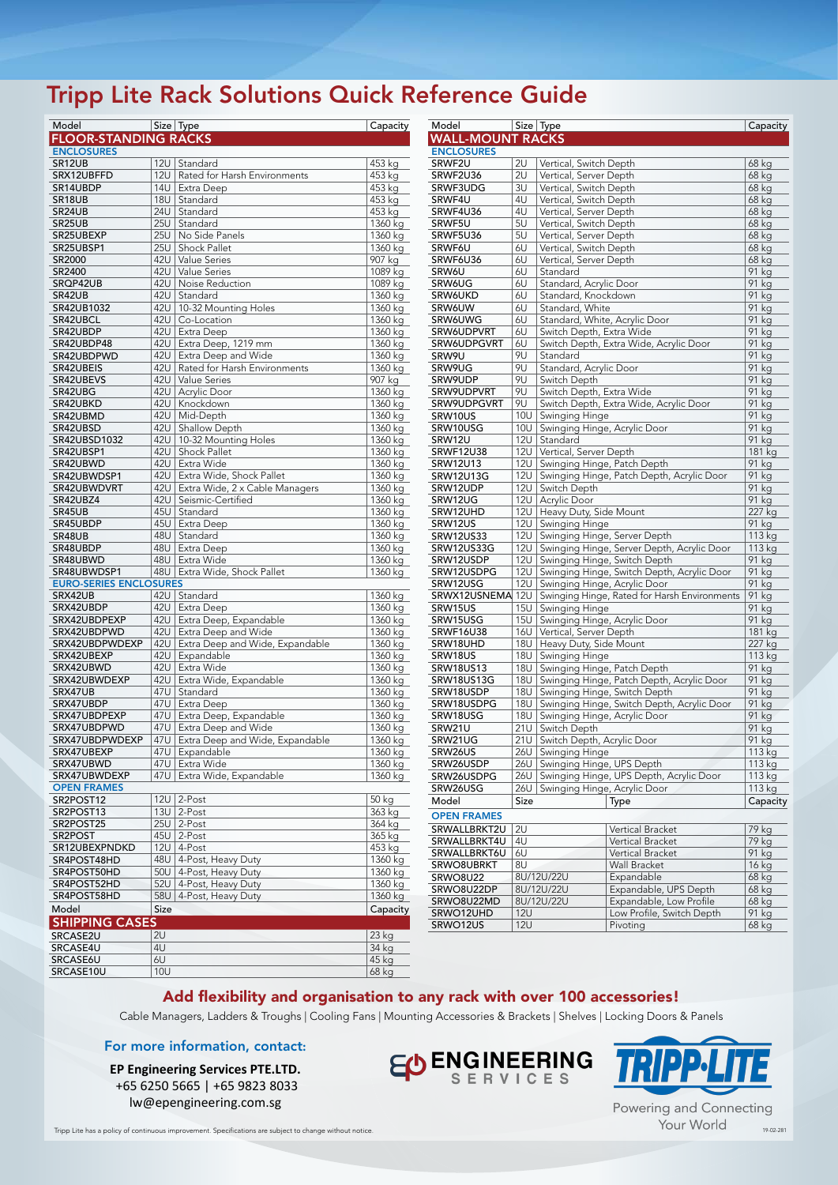# Tripp Lite Rack Solutions Quick Reference Guide

## FLOOR-STANDING RACKS

| Model | Size | Type | Capacity |
|---|---|---|---|
| **ENCLOSURES** | | | |
| SR12UB | 12U | Standard | 453 kg |
| SRX12UBFFD | 12U | Rated for Harsh Environments | 453 kg |
| SR14UBDP | 14U | Extra Deep | 453 kg |
| SR18UB | 18U | Standard | 453 kg |
| SR24UB | 24U | Standard | 453 kg |
| SR25UB | 25U | Standard | 1360 kg |
| SR25UBEXP | 25U | No Side Panels | 1360 kg |
| SR25UBSP1 | 25U | Shock Pallet | 1360 kg |
| SR2000 | 42U | Value Series | 907 kg |
| SR2400 | 42U | Value Series | 1089 kg |
| SRQP42UB | 42U | Noise Reduction | 1089 kg |
| SR42UB | 42U | Standard | 1360 kg |
| SR42UB1032 | 42U | 10-32 Mounting Holes | 1360 kg |
| SR42UBCL | 42U | Co-Location | 1360 kg |
| SR42UBDP | 42U | Extra Deep | 1360 kg |
| SR42UBDP48 | 42U | Extra Deep, 1219 mm | 1360 kg |
| SR42UBDPWD | 42U | Extra Deep and Wide | 1360 kg |
| SR42UBEIS | 42U | Rated for Harsh Environments | 1360 kg |
| SR42UBEVS | 42U | Value Series | 907 kg |
| SR42UBG | 42U | Acrylic Door | 1360 kg |
| SR42UBKD | 42U | Knockdown | 1360 kg |
| SR42UBMD | 42U | Mid-Depth | 1360 kg |
| SR42UBSD | 42U | Shallow Depth | 1360 kg |
| SR42UBSD1032 | 42U | 10-32 Mounting Holes | 1360 kg |
| SR42UBSP1 | 42U | Shock Pallet | 1360 kg |
| SR42UBWD | 42U | Extra Wide | 1360 kg |
| SR42UBWDSP1 | 42U | Extra Wide, Shock Pallet | 1360 kg |
| SR42UBWDVRT | 42U | Extra Wide, 2 x Cable Managers | 1360 kg |
| SR42UBZ4 | 42U | Seismic-Certified | 1360 kg |
| SR45UB | 45U | Standard | 1360 kg |
| SR45UBDP | 45U | Extra Deep | 1360 kg |
| SR48UB | 48U | Standard | 1360 kg |
| SR48UBDP | 48U | Extra Deep | 1360 kg |
| SR48UBWD | 48U | Extra Wide | 1360 kg |
| SR48UBWDSP1 | 48U | Extra Wide, Shock Pallet | 1360 kg |
| **EURO-SERIES ENCLOSURES** | | | |
| SRX42UB | 42U | Standard | 1360 kg |
| SRX42UBDP | 42U | Extra Deep | 1360 kg |
| SRX42UBDPEXP | 42U | Extra Deep, Expandable | 1360 kg |
| SRX42UBDPWD | 42U | Extra Deep and Wide | 1360 kg |
| SRX42UBDPWDEXP | 42U | Extra Deep and Wide, Expandable | 1360 kg |
| SRX42UBEXP | 42U | Expandable | 1360 kg |
| SRX42UBWD | 42U | Extra Wide | 1360 kg |
| SRX42UBWDEXP | 42U | Extra Wide, Expandable | 1360 kg |
| SRX47UB | 47U | Standard | 1360 kg |
| SRX47UBDP | 47U | Extra Deep | 1360 kg |
| SRX47UBDPEXP | 47U | Extra Deep, Expandable | 1360 kg |
| SRX47UBDPWD | 47U | Extra Deep and Wide | 1360 kg |
| SRX47UBDPWDEXP | 47U | Extra Deep and Wide, Expandable | 1360 kg |
| SRX47UBEXP | 47U | Expandable | 1360 kg |
| SRX47UBWD | 47U | Extra Wide | 1360 kg |
| SRX47UBWDEXP | 47U | Extra Wide, Expandable | 1360 kg |
| **OPEN FRAMES** | | | |
| SR2POST12 | 12U | 2-Post | 50 kg |
| SR2POST13 | 13U | 2-Post | 363 kg |
| SR2POST25 | 25U | 2-Post | 364 kg |
| SR2POST | 45U | 2-Post | 365 kg |
| SR12UBEXPNDKD | 12U | 4-Post | 453 kg |
| SR4POST48HD | 48U | 4-Post, Heavy Duty | 1360 kg |
| SR4POST50HD | 50U | 4-Post, Heavy Duty | 1360 kg |
| SR4POST52HD | 52U | 4-Post, Heavy Duty | 1360 kg |
| SR4POST58HD | 58U | 4-Post, Heavy Duty | 1360 kg |

## SHIPPING CASES

| Model | Size | Capacity |
|---|---|---|
| SRCASE2U | 2U | 23 kg |
| SRCASE4U | 4U | 34 kg |
| SRCASE6U | 6U | 45 kg |
| SRCASE10U | 10U | 68 kg |

## WALL-MOUNT RACKS

| Model | Size | Type | Capacity |
|---|---|---|---|
| **ENCLOSURES** | | | |
| SRWF2U | 2U | Vertical, Switch Depth | 68 kg |
| SRWF2U36 | 2U | Vertical, Server Depth | 68 kg |
| SRWF3UDG | 3U | Vertical, Switch Depth | 68 kg |
| SRWF4U | 4U | Vertical, Switch Depth | 68 kg |
| SRWF4U36 | 4U | Vertical, Server Depth | 68 kg |
| SRWF5U | 5U | Vertical, Switch Depth | 68 kg |
| SRWF5U36 | 5U | Vertical, Server Depth | 68 kg |
| SRWF6U | 6U | Vertical, Switch Depth | 68 kg |
| SRWF6U36 | 6U | Vertical, Server Depth | 68 kg |
| SRW6U | 6U | Standard | 91 kg |
| SRW6UG | 6U | Standard, Acrylic Door | 91 kg |
| SRW6UKD | 6U | Standard, Knockdown | 91 kg |
| SRW6UW | 6U | Standard, White | 91 kg |
| SRW6UWG | 6U | Standard, White, Acrylic Door | 91 kg |
| SRW6UDPVRT | 6U | Switch Depth, Extra Wide | 91 kg |
| SRW6UDPGVRT | 6U | Switch Depth, Extra Wide, Acrylic Door | 91 kg |
| SRW9U | 9U | Standard | 91 kg |
| SRW9UG | 9U | Standard, Acrylic Door | 91 kg |
| SRW9UDP | 9U | Switch Depth | 91 kg |
| SRW9UDPVRT | 9U | Switch Depth, Extra Wide | 91 kg |
| SRW9UDPGVRT | 9U | Switch Depth, Extra Wide, Acrylic Door | 91 kg |
| SRW10US | 10U | Swinging Hinge | 91 kg |
| SRW10USG | 10U | Swinging Hinge, Acrylic Door | 91 kg |
| SRW12U | 12U | Standard | 91 kg |
| SRWF12U38 | 12U | Vertical, Server Depth | 181 kg |
| SRW12U13 | 12U | Swinging Hinge, Patch Depth | 91 kg |
| SRW12U13G | 12U | Swinging Hinge, Patch Depth, Acrylic Door | 91 kg |
| SRW12UDP | 12U | Switch Depth | 91 kg |
| SRW12UG | 12U | Acrylic Door | 91 kg |
| SRW12UHD | 12U | Heavy Duty, Side Mount | 227 kg |
| SRW12US | 12U | Swinging Hinge | 91 kg |
| SRW12US33 | 12U | Swinging Hinge, Server Depth | 113 kg |
| SRW12US33G | 12U | Swinging Hinge, Server Depth, Acrylic Door | 113 kg |
| SRW12USDP | 12U | Swinging Hinge, Switch Depth | 91 kg |
| SRW12USDPG | 12U | Swinging Hinge, Switch Depth, Acrylic Door | 91 kg |
| SRW12USG | 12U | Swinging Hinge, Acrylic Door | 91 kg |
| SRWX12USNEMA | 12U | Swinging Hinge, Rated for Harsh Environments | 91 kg |
| SRW15US | 15U | Swinging Hinge | 91 kg |
| SRW15USG | 15U | Swinging Hinge, Acrylic Door | 91 kg |
| SRWF16U38 | 16U | Vertical, Server Depth | 181 kg |
| SRW18UHD | 18U | Heavy Duty, Side Mount | 227 kg |
| SRW18US | 18U | Swinging Hinge | 113 kg |
| SRW18US13 | 18U | Swinging Hinge, Patch Depth | 91 kg |
| SRW18US13G | 18U | Swinging Hinge, Patch Depth, Acrylic Door | 91 kg |
| SRW18USDP | 18U | Swinging Hinge, Switch Depth | 91 kg |
| SRW18USDPG | 18U | Swinging Hinge, Switch Depth, Acrylic Door | 91 kg |
| SRW18USG | 18U | Swinging Hinge, Acrylic Door | 91 kg |
| SRW21U | 21U | Switch Depth | 91 kg |
| SRW21UG | 21U | Switch Depth, Acrylic Door | 91 kg |
| SRW26US | 26U | Swinging Hinge | 113 kg |
| SRW26USDP | 26U | Swinging Hinge, UPS Depth | 113 kg |
| SRW26USDPG | 26U | Swinging Hinge, UPS Depth, Acrylic Door | 113 kg |
| SRW26USG | 26U | Swinging Hinge, Acrylic Door | 113 kg |

| Model | Size | Type | Capacity |
|---|---|---|---|
| **OPEN FRAMES** | | | |
| SRWALLBRKT2U | 2U | Vertical Bracket | 79 kg |
| SRWALLBRKT4U | 4U | Vertical Bracket | 79 kg |
| SRWALLBRKT6U | 6U | Vertical Bracket | 91 kg |
| SRWO8UBRKT | 8U | Wall Bracket | 16 kg |
| SRWO8U22 | 8U/12U/22U | Expandable | 68 kg |
| SRWO8U22DP | 8U/12U/22U | Expandable, UPS Depth | 68 kg |
| SRWO8U22MD | 8U/12U/22U | Expandable, Low Profile | 68 kg |
| SRWO12UHD | 12U | Low Profile, Switch Depth | 91 kg |
| SRWO12US | 12U | Pivoting | 68 kg |

## Add flexibility and organisation to any rack with over 100 accessories!

Cable Managers, Ladders & Troughs | Cooling Fans | Mounting Accessories & Brackets | Shelves | Locking Doors & Panels

### For more information, contact:

**EP Engineering Services PTE.LTD.**
+65 6250 5665 | +65 9823 8033
lw@epengineering.com.sg

EP ENGINEERING SERVICES

TRIPP·LITE
Powering and Connecting Your World

Tripp Lite has a policy of continuous improvement. Specifications are subject to change without notice.

19-02-281